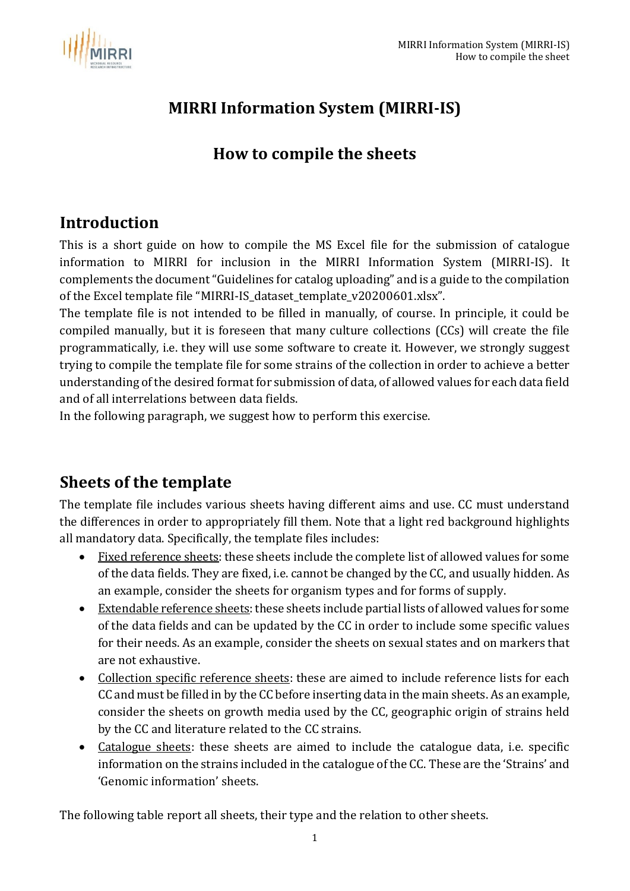# MIRRI Information System (MIRRI-IS)

## How to compile the sheets

## Introduction

This is a short guide on how to compile the MS Excel file for the submission of catalogue information to MIRRI for inclusion in the MIRRI Information System (MIRRI-IS). It complements the document "Guidelines for catalog uploading" and is a guide to the compilation of the Excel template file "MIRRI-IS_dataset_template_v20200601.xlsx".

The template file is not intended to be filled in manually, of course. In principle, it could be compiled manually, but it is foreseen that many culture collections (CCs) will create the file programmatically, i.e. they will use some software to create it. However, we strongly suggest trying to compile the template file for some strains of the collection in order to achieve a better understanding of the desired format for submission of data, of allowed values for each data field and of all interrelations between data fields.

In the following paragraph, we suggest how to perform this exercise.

## Sheets of the template

The template file includes various sheets having different aims and use. CC must understand the differences in order to appropriately fill them. Note that a light red background highlights all mandatory data. Specifically, the template files includes:

- Fixed reference sheets: these sheets include the complete list of allowed values for some of the data fields. They are fixed, i.e. cannot be changed by the CC, and usually hidden. As an example, consider the sheets for organism types and for forms of supply.
- Extendable reference sheets: these sheets include partial lists of allowed values for some of the data fields and can be updated by the CC in order to include some specific values for their needs. As an example, consider the sheets on sexual states and on markers that are not exhaustive.
- Collection specific reference sheets: these are aimed to include reference lists for each CC and must be filled in by the CC before inserting data in the main sheets. As an example, consider the sheets on growth media used by the CC, geographic origin of strains held by the CC and literature related to the CC strains.
- Catalogue sheets: these sheets are aimed to include the catalogue data, i.e. specific information on the strains included in the catalogue of the CC. These are the 'Strains' and 'Genomic information' sheets.

The following table report all sheets, their type and the relation to other sheets.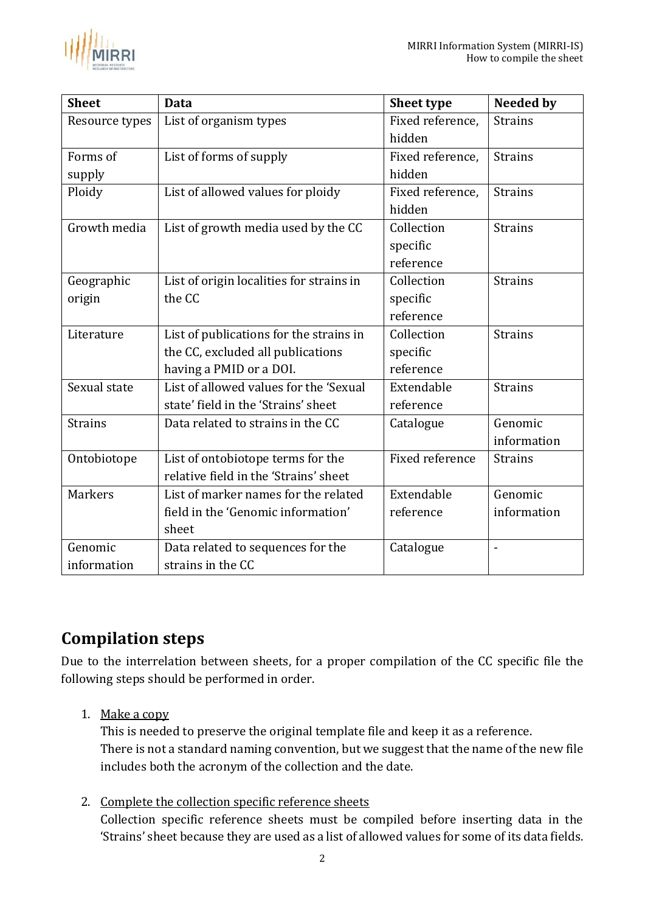| Sheet | Data | Sheet type | Needed by |
|---|---|---|---|
| Resource types | List of organism types | Fixed reference, hidden | Strains |
| Forms of supply | List of forms of supply | Fixed reference, hidden | Strains |
| Ploidy | List of allowed values for ploidy | Fixed reference, hidden | Strains |
| Growth media | List of growth media used by the CC | Collection specific reference | Strains |
| Geographic origin | List of origin localities for strains in the CC | Collection specific reference | Strains |
| Literature | List of publications for the strains in the CC, excluded all publications having a PMID or a DOI. | Collection specific reference | Strains |
| Sexual state | List of allowed values for the 'Sexual state' field in the 'Strains' sheet | Extendable reference | Strains |
| Strains | Data related to strains in the CC | Catalogue | Genomic information |
| Ontobiotope | List of ontobiotope terms for the relative field in the 'Strains' sheet | Fixed reference | Strains |
| Markers | List of marker names for the related field in the 'Genomic information' sheet | Extendable reference | Genomic information |
| Genomic information | Data related to sequences for the strains in the CC | Catalogue | - |

## Compilation steps

Due to the interrelation between sheets, for a proper compilation of the CC specific file the following steps should be performed in order.

1. Make a copy
   This is needed to preserve the original template file and keep it as a reference.
   There is not a standard naming convention, but we suggest that the name of the new file includes both the acronym of the collection and the date.

2. Complete the collection specific reference sheets
   Collection specific reference sheets must be compiled before inserting data in the 'Strains' sheet because they are used as a list of allowed values for some of its data fields.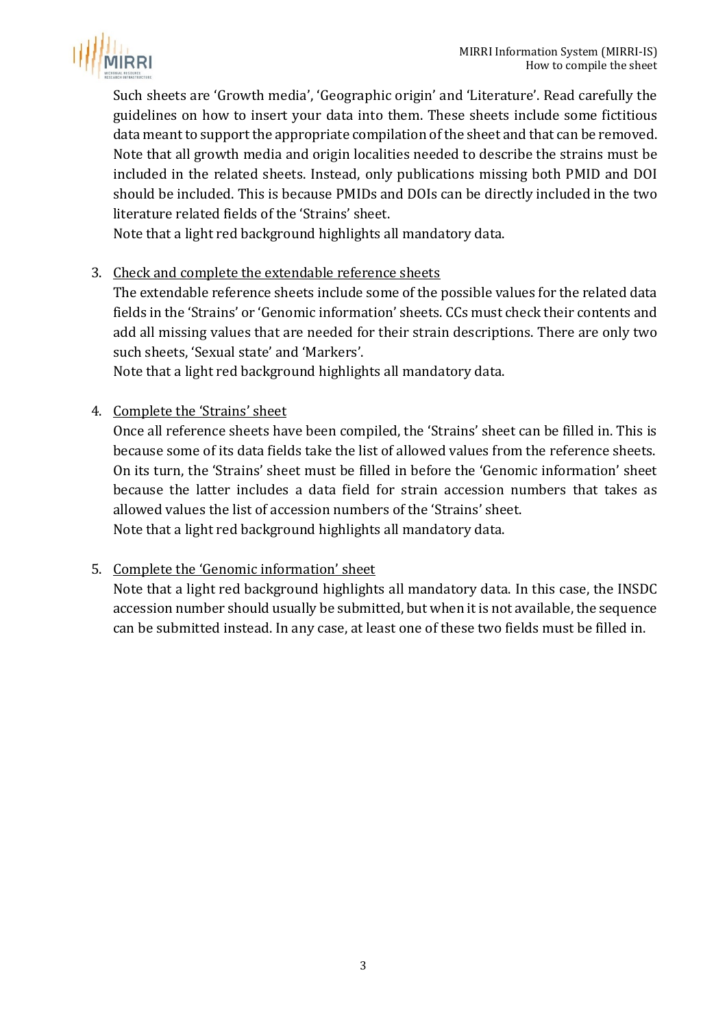Such sheets are 'Growth media', 'Geographic origin' and 'Literature'. Read carefully the guidelines on how to insert your data into them. These sheets include some fictitious data meant to support the appropriate compilation of the sheet and that can be removed. Note that all growth media and origin localities needed to describe the strains must be included in the related sheets. Instead, only publications missing both PMID and DOI should be included. This is because PMIDs and DOIs can be directly included in the two literature related fields of the 'Strains' sheet.
Note that a light red background highlights all mandatory data.

3. Check and complete the extendable reference sheets
   The extendable reference sheets include some of the possible values for the related data fields in the 'Strains' or 'Genomic information' sheets. CCs must check their contents and add all missing values that are needed for their strain descriptions. There are only two such sheets, 'Sexual state' and 'Markers'.
   Note that a light red background highlights all mandatory data.

4. Complete the 'Strains' sheet
   Once all reference sheets have been compiled, the 'Strains' sheet can be filled in. This is because some of its data fields take the list of allowed values from the reference sheets. On its turn, the 'Strains' sheet must be filled in before the 'Genomic information' sheet because the latter includes a data field for strain accession numbers that takes as allowed values the list of accession numbers of the 'Strains' sheet.
   Note that a light red background highlights all mandatory data.

5. Complete the 'Genomic information' sheet
   Note that a light red background highlights all mandatory data. In this case, the INSDC accession number should usually be submitted, but when it is not available, the sequence can be submitted instead. In any case, at least one of these two fields must be filled in.